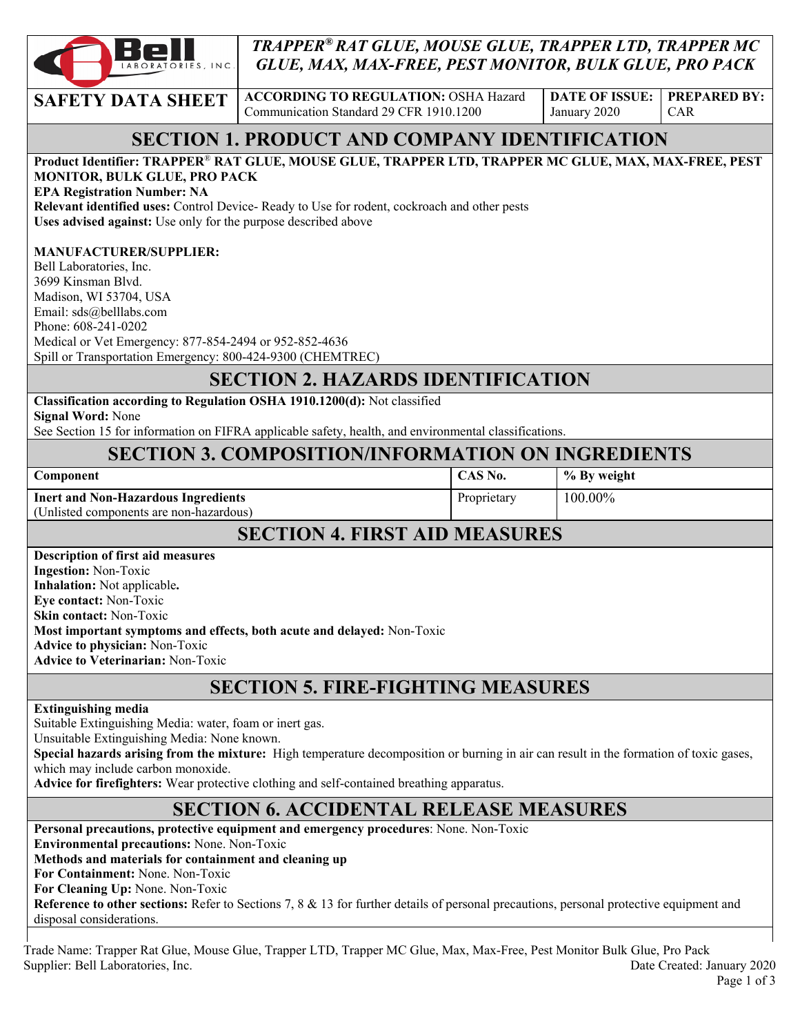**TRAPPER® RAT GLUE, MOUSE GLUE, TRAPPER LTD, TRAPPER MC GLUE, MAX, MAX-FREE, PEST MONITOR, BULK GLUE, PRO PACK**

| SAFETY DATA SHEET | ACCORDING TO REGULATION: OSHA Hazard Communication Standard 29 CFR 1910.1200 | DATE OF ISSUE: January 2020 | PREPARED BY: CAR |
|---|---|---|---|

## SECTION 1. PRODUCT AND COMPANY IDENTIFICATION

**Product Identifier: TRAPPER® RAT GLUE, MOUSE GLUE, TRAPPER LTD, TRAPPER MC GLUE, MAX, MAX-FREE, PEST MONITOR, BULK GLUE, PRO PACK**
**EPA Registration Number: NA**
**Relevant identified uses:** Control Device- Ready to Use for rodent, cockroach and other pests
**Uses advised against:** Use only for the purpose described above

**MANUFACTURER/SUPPLIER:**
Bell Laboratories, Inc.
3699 Kinsman Blvd.
Madison, WI 53704, USA
Email: sds@belllabs.com
Phone: 608-241-0202
Medical or Vet Emergency: 877-854-2494 or 952-852-4636
Spill or Transportation Emergency: 800-424-9300 (CHEMTREC)

## SECTION 2. HAZARDS IDENTIFICATION

**Classification according to Regulation OSHA 1910.1200(d):** Not classified
**Signal Word:** None
See Section 15 for information on FIFRA applicable safety, health, and environmental classifications.

## SECTION 3. COMPOSITION/INFORMATION ON INGREDIENTS

| Component | CAS No. | % By weight |
|---|---|---|
| **Inert and Non-Hazardous Ingredients** (Unlisted components are non-hazardous) | Proprietary | 100.00% |

## SECTION 4. FIRST AID MEASURES

**Description of first aid measures**
**Ingestion:** Non-Toxic
**Inhalation:** Not applicable**.**
**Eye contact:** Non-Toxic
**Skin contact:** Non-Toxic
**Most important symptoms and effects, both acute and delayed:** Non-Toxic
**Advice to physician:** Non-Toxic
**Advice to Veterinarian:** Non-Toxic

## SECTION 5. FIRE-FIGHTING MEASURES

**Extinguishing media**
Suitable Extinguishing Media: water, foam or inert gas.
Unsuitable Extinguishing Media: None known.
**Special hazards arising from the mixture:** High temperature decomposition or burning in air can result in the formation of toxic gases, which may include carbon monoxide.
**Advice for firefighters:** Wear protective clothing and self-contained breathing apparatus.

## SECTION 6. ACCIDENTAL RELEASE MEASURES

**Personal precautions, protective equipment and emergency procedures**: None. Non-Toxic
**Environmental precautions:** None. Non-Toxic
**Methods and materials for containment and cleaning up**
**For Containment:** None. Non-Toxic
**For Cleaning Up:** None. Non-Toxic
**Reference to other sections:** Refer to Sections 7, 8 & 13 for further details of personal precautions, personal protective equipment and disposal considerations.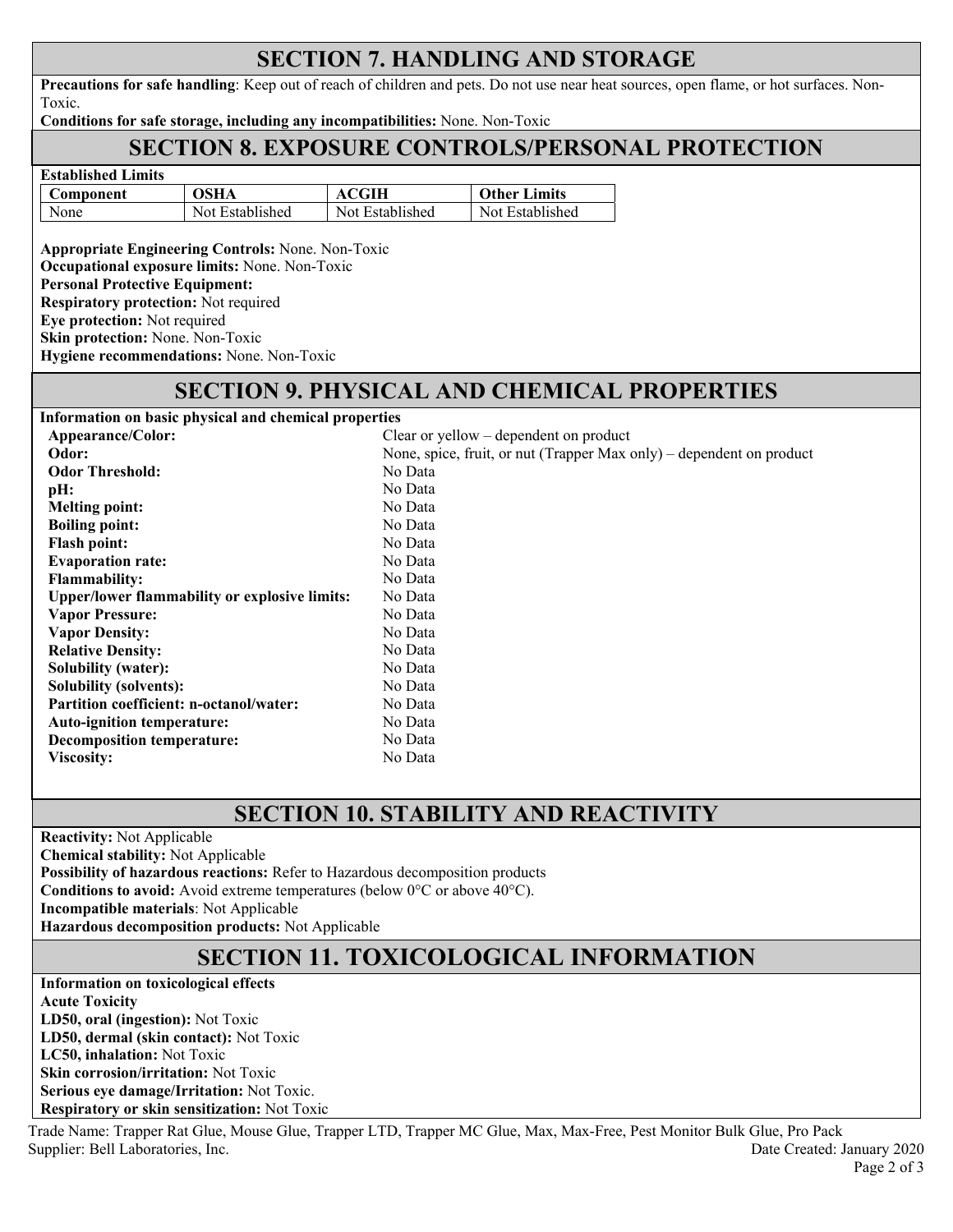## SECTION 7. HANDLING AND STORAGE

**Precautions for safe handling**: Keep out of reach of children and pets. Do not use near heat sources, open flame, or hot surfaces. Non-Toxic.

**Conditions for safe storage, including any incompatibilities:** None. Non-Toxic

## SECTION 8. EXPOSURE CONTROLS/PERSONAL PROTECTION

**Established Limits**

| Component | OSHA | ACGIH | Other Limits |
|---|---|---|---|
| None | Not Established | Not Established | Not Established |

**Appropriate Engineering Controls:** None. Non-Toxic
**Occupational exposure limits:** None. Non-Toxic
**Personal Protective Equipment:**
**Respiratory protection:** Not required
**Eye protection:** Not required
**Skin protection:** None. Non-Toxic
**Hygiene recommendations:** None. Non-Toxic

## SECTION 9. PHYSICAL AND CHEMICAL PROPERTIES

**Information on basic physical and chemical properties**

| | |
|---|---|
| **Appearance/Color:** | Clear or yellow – dependent on product |
| **Odor:** | None, spice, fruit, or nut (Trapper Max only) – dependent on product |
| **Odor Threshold:** | No Data |
| **pH:** | No Data |
| **Melting point:** | No Data |
| **Boiling point:** | No Data |
| **Flash point:** | No Data |
| **Evaporation rate:** | No Data |
| **Flammability:** | No Data |
| **Upper/lower flammability or explosive limits:** | No Data |
| **Vapor Pressure:** | No Data |
| **Vapor Density:** | No Data |
| **Relative Density:** | No Data |
| **Solubility (water):** | No Data |
| **Solubility (solvents):** | No Data |
| **Partition coefficient: n-octanol/water:** | No Data |
| **Auto-ignition temperature:** | No Data |
| **Decomposition temperature:** | No Data |
| **Viscosity:** | No Data |

## SECTION 10. STABILITY AND REACTIVITY

**Reactivity:** Not Applicable
**Chemical stability:** Not Applicable
**Possibility of hazardous reactions:** Refer to Hazardous decomposition products
**Conditions to avoid:** Avoid extreme temperatures (below 0°C or above 40°C).
**Incompatible materials**: Not Applicable
**Hazardous decomposition products:** Not Applicable

## SECTION 11. TOXICOLOGICAL INFORMATION

**Information on toxicological effects**
**Acute Toxicity**
**LD50, oral (ingestion):** Not Toxic
**LD50, dermal (skin contact):** Not Toxic
**LC50, inhalation:** Not Toxic
**Skin corrosion/irritation:** Not Toxic
**Serious eye damage/Irritation:** Not Toxic.
**Respiratory or skin sensitization:** Not Toxic

Trade Name: Trapper Rat Glue, Mouse Glue, Trapper LTD, Trapper MC Glue, Max, Max-Free, Pest Monitor Bulk Glue, Pro Pack
Supplier: Bell Laboratories, Inc. Date Created: January 2020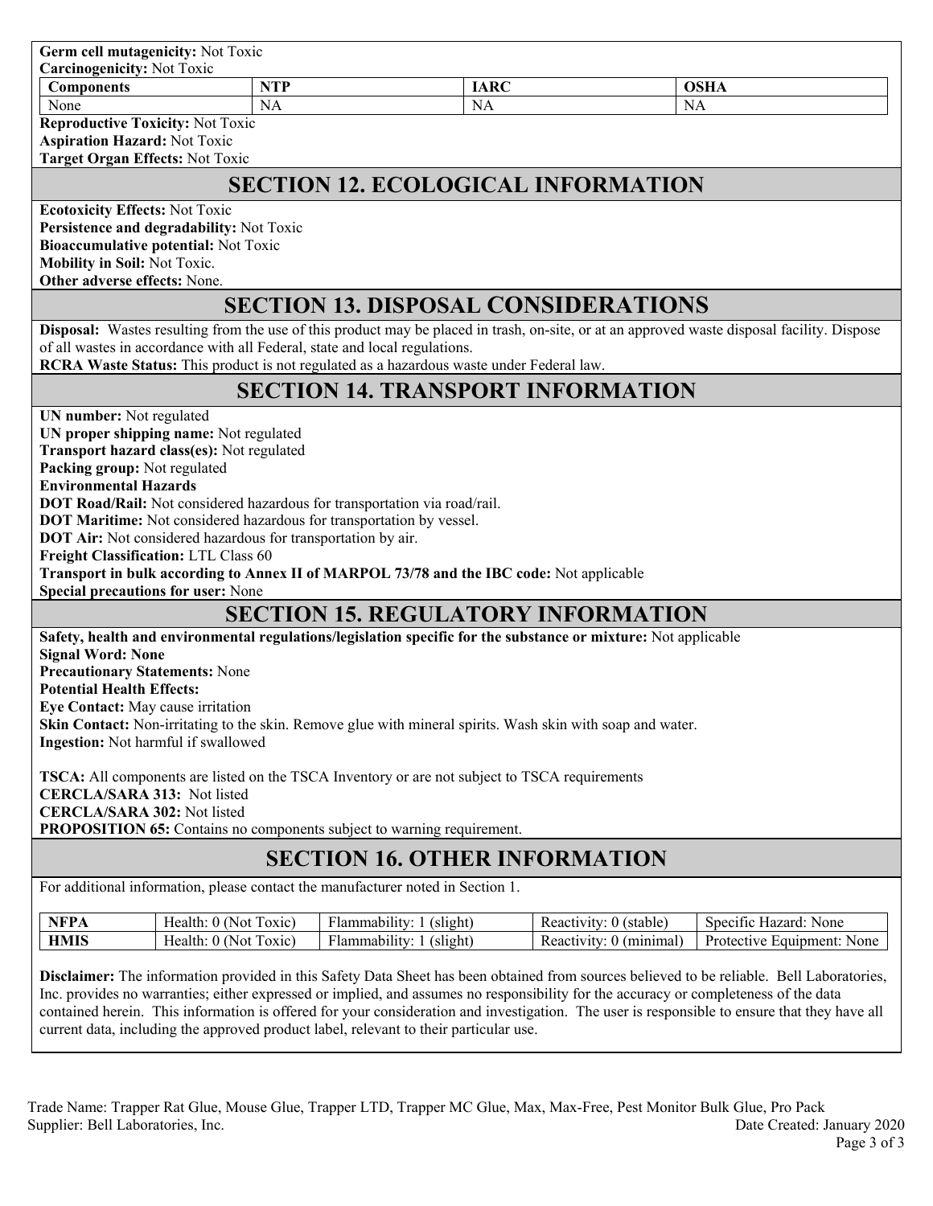**Germ cell mutagenicity:** Not Toxic

**Carcinogenicity:** Not Toxic

| Components | NTP | IARC | OSHA |
|---|---|---|---|
| None | NA | NA | NA |

**Reproductive Toxicity:** Not Toxic

**Aspiration Hazard:** Not Toxic

**Target Organ Effects:** Not Toxic

## SECTION 12. ECOLOGICAL INFORMATION

**Ecotoxicity Effects:** Not Toxic

**Persistence and degradability:** Not Toxic

**Bioaccumulative potential:** Not Toxic

**Mobility in Soil:** Not Toxic.

**Other adverse effects:** None.

## SECTION 13. DISPOSAL CONSIDERATIONS

**Disposal:** Wastes resulting from the use of this product may be placed in trash, on-site, or at an approved waste disposal facility. Dispose of all wastes in accordance with all Federal, state and local regulations.

**RCRA Waste Status:** This product is not regulated as a hazardous waste under Federal law.

## SECTION 14. TRANSPORT INFORMATION

**UN number:** Not regulated

**UN proper shipping name:** Not regulated

**Transport hazard class(es):** Not regulated

**Packing group:** Not regulated

**Environmental Hazards**

**DOT Road/Rail:** Not considered hazardous for transportation via road/rail.

**DOT Maritime:** Not considered hazardous for transportation by vessel.

**DOT Air:** Not considered hazardous for transportation by air.

**Freight Classification:** LTL Class 60

**Transport in bulk according to Annex II of MARPOL 73/78 and the IBC code:** Not applicable

**Special precautions for user:** None

## SECTION 15. REGULATORY INFORMATION

**Safety, health and environmental regulations/legislation specific for the substance or mixture:** Not applicable

**Signal Word: None**

**Precautionary Statements:** None

**Potential Health Effects:**

**Eye Contact:** May cause irritation

**Skin Contact:** Non-irritating to the skin. Remove glue with mineral spirits. Wash skin with soap and water.

**Ingestion:** Not harmful if swallowed

**TSCA:** All components are listed on the TSCA Inventory or are not subject to TSCA requirements

**CERCLA/SARA 313:** Not listed

**CERCLA/SARA 302:** Not listed

**PROPOSITION 65:** Contains no components subject to warning requirement.

## SECTION 16. OTHER INFORMATION

For additional information, please contact the manufacturer noted in Section 1.

| | | | | |
|---|---|---|---|---|
| **NFPA** | Health: 0 (Not Toxic) | Flammability: 1 (slight) | Reactivity: 0 (stable) | Specific Hazard: None |
| **HMIS** | Health: 0 (Not Toxic) | Flammability: 1 (slight) | Reactivity: 0 (minimal) | Protective Equipment: None |

**Disclaimer:** The information provided in this Safety Data Sheet has been obtained from sources believed to be reliable. Bell Laboratories, Inc. provides no warranties; either expressed or implied, and assumes no responsibility for the accuracy or completeness of the data contained herein. This information is offered for your consideration and investigation. The user is responsible to ensure that they have all current data, including the approved product label, relevant to their particular use.

Trade Name: Trapper Rat Glue, Mouse Glue, Trapper LTD, Trapper MC Glue, Max, Max-Free, Pest Monitor Bulk Glue, Pro Pack
Supplier: Bell Laboratories, Inc. Date Created: January 2020